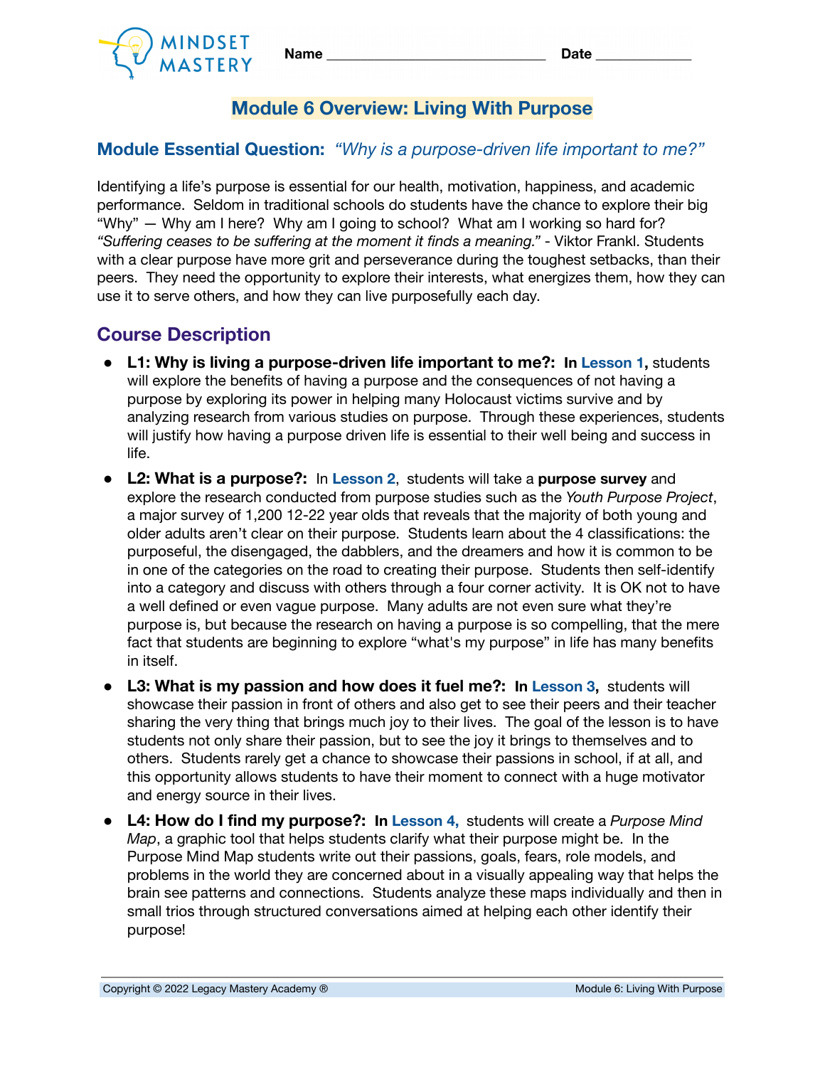MINDSET MASTERY

**Name** ____________________________ **Date** ____________

# Module 6 Overview: Living With Purpose

## Module Essential Question: *"Why is a purpose-driven life important to me?"*

Identifying a life's purpose is essential for our health, motivation, happiness, and academic performance. Seldom in traditional schools do students have the chance to explore their big "Why" — Why am I here? Why am I going to school? What am I working so hard for? *"Suffering ceases to be suffering at the moment it finds a meaning."* - Viktor Frankl. Students with a clear purpose have more grit and perseverance during the toughest setbacks, than their peers. They need the opportunity to explore their interests, what energizes them, how they can use it to serve others, and how they can live purposefully each day.

## Course Description

- **L1: Why is living a purpose-driven life important to me?: In Lesson 1,** students will explore the benefits of having a purpose and the consequences of not having a purpose by exploring its power in helping many Holocaust victims survive and by analyzing research from various studies on purpose. Through these experiences, students will justify how having a purpose driven life is essential to their well being and success in life.
- **L2: What is a purpose?:** In **Lesson 2**, students will take a **purpose survey** and explore the research conducted from purpose studies such as the *Youth Purpose Project*, a major survey of 1,200 12-22 year olds that reveals that the majority of both young and older adults aren't clear on their purpose. Students learn about the 4 classifications: the purposeful, the disengaged, the dabblers, and the dreamers and how it is common to be in one of the categories on the road to creating their purpose. Students then self-identify into a category and discuss with others through a four corner activity. It is OK not to have a well defined or even vague purpose. Many adults are not even sure what they're purpose is, but because the research on having a purpose is so compelling, that the mere fact that students are beginning to explore "what's my purpose" in life has many benefits in itself.
- **L3: What is my passion and how does it fuel me?: In Lesson 3,** students will showcase their passion in front of others and also get to see their peers and their teacher sharing the very thing that brings much joy to their lives. The goal of the lesson is to have students not only share their passion, but to see the joy it brings to themselves and to others. Students rarely get a chance to showcase their passions in school, if at all, and this opportunity allows students to have their moment to connect with a huge motivator and energy source in their lives.
- **L4: How do I find my purpose?: In Lesson 4,** students will create a *Purpose Mind Map*, a graphic tool that helps students clarify what their purpose might be. In the Purpose Mind Map students write out their passions, goals, fears, role models, and problems in the world they are concerned about in a visually appealing way that helps the brain see patterns and connections. Students analyze these maps individually and then in small trios through structured conversations aimed at helping each other identify their purpose!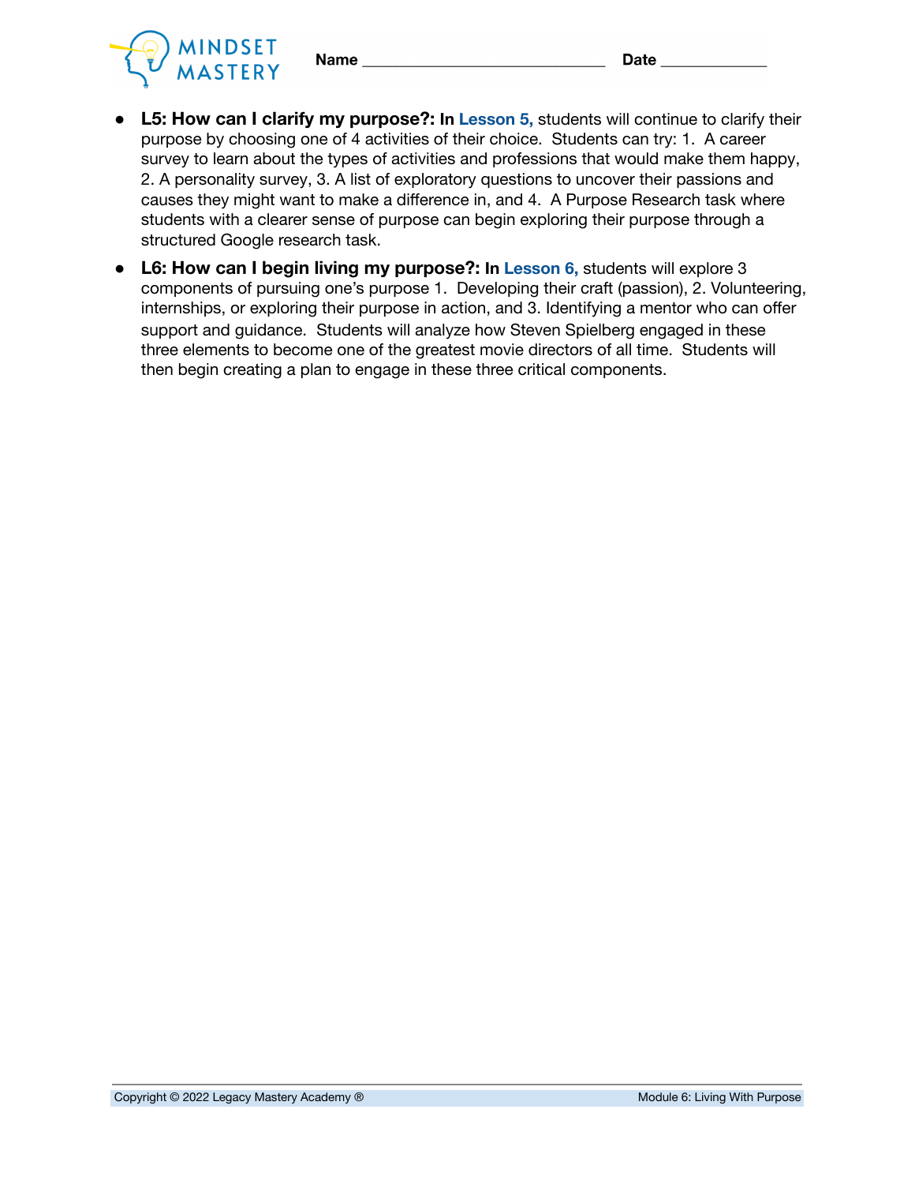- **L5: How can I clarify my purpose?: In Lesson 5,** students will continue to clarify their purpose by choosing one of 4 activities of their choice. Students can try: 1. A career survey to learn about the types of activities and professions that would make them happy, 2. A personality survey, 3. A list of exploratory questions to uncover their passions and causes they might want to make a difference in, and 4. A Purpose Research task where students with a clearer sense of purpose can begin exploring their purpose through a structured Google research task.
- **L6: How can I begin living my purpose?: In Lesson 6,** students will explore 3 components of pursuing one's purpose 1. Developing their craft (passion), 2. Volunteering, internships, or exploring their purpose in action, and 3. Identifying a mentor who can offer support and guidance. Students will analyze how Steven Spielberg engaged in these three elements to become one of the greatest movie directors of all time. Students will then begin creating a plan to engage in these three critical components.